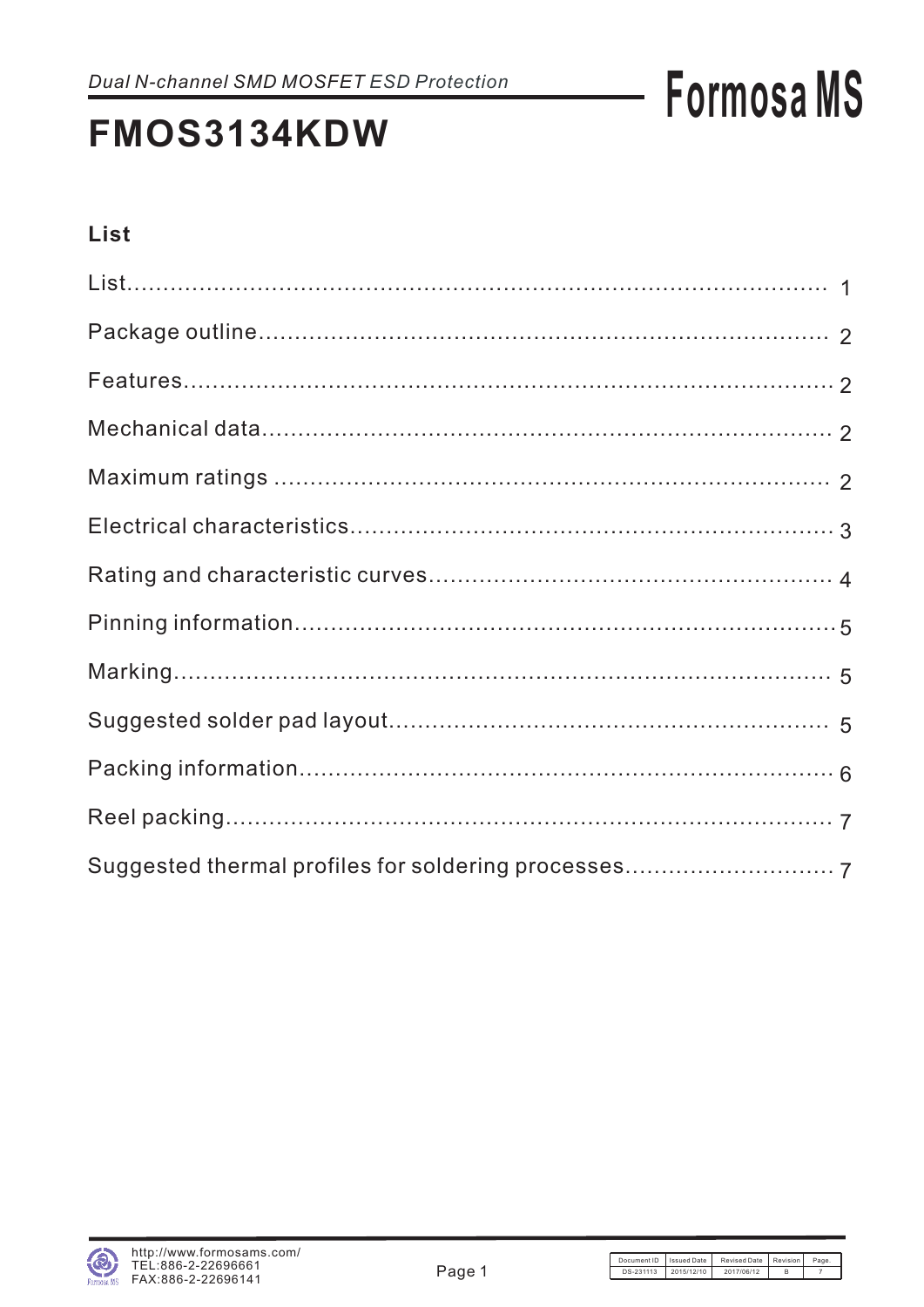*Dual N-channel SMD MOSFET ESD Protection*

# FMOS3134KDW

## List

| | |
|---|---|
| List | 1 |
| Package outline | 2 |
| Features | 2 |
| Mechanical data | 2 |
| Maximum ratings | 2 |
| Electrical characteristics | 3 |
| Rating and characteristic curves | 4 |
| Pinning information | 5 |
| Marking | 5 |
| Suggested solder pad layout | 5 |
| Packing information | 6 |
| Reel packing | 7 |
| Suggested thermal profiles for soldering processes | 7 |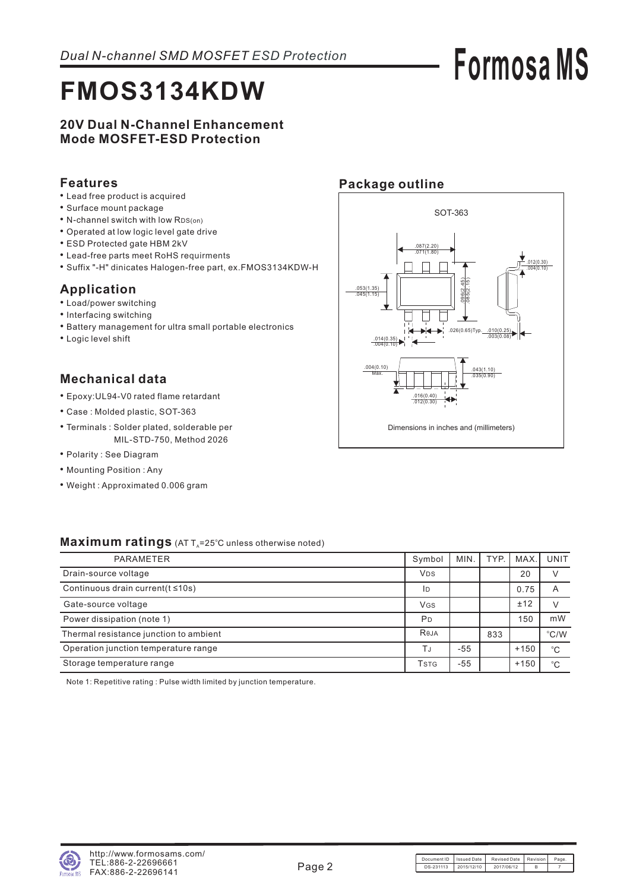*Dual N-channel SMD MOSFET ESD Protection*

# FMOS3134KDW

**20V Dual N-Channel Enhancement Mode MOSFET-ESD Protection**

## Features

- Lead free product is acquired
- Surface mount package
- N-channel switch with low $R_{DS(on)}$
- Operated at low logic level gate drive
- ESD Protected gate HBM 2kV
- Lead-free parts meet RoHS requirments
- Suffix "-H" dinicates Halogen-free part, ex.FMOS3134KDW-H

## Application

- Load/power switching
- Interfacing switching
- Battery management for ultra small portable electronics
- Logic level shift

## Mechanical data

- Epoxy:UL94-V0 rated flame retardant
- Case : Molded plastic, SOT-363
- Terminals : Solder plated, solderable per MIL-STD-750, Method 2026
- Polarity : See Diagram
- Mounting Position : Any
- Weight : Approximated 0.006 gram

## Package outline

SOT-363

.087(2.20) .071(1.80)

.096(2.45) .085(2.15)

.012(0.30) .004(0.10)

.053(1.35) .045(1.15)

.026(0.65)Typ.

.010(0.25) .003(0.08)

.014(0.35) .004(0.10)

.004(0.10) Max.

.043(1.10) .035(0.90)

.016(0.40) .012(0.30)

Dimensions in inches and (millimeters)

## Maximum ratings (AT $T_A$=25°C unless otherwise noted)

| PARAMETER | Symbol | MIN. | TYP. | MAX. | UNIT |
|---|---|---|---|---|---|
| Drain-source voltage | $V_{DS}$ | | | 20 | V |
| Continuous drain current(t ≤10s) | $I_D$ | | | 0.75 | A |
| Gate-source voltage | $V_{GS}$ | | | ±12 | V |
| Power dissipation (note 1) | $P_D$ | | | 150 | mW |
| Thermal resistance junction to ambient | $R_{θJA}$ | | 833 | | °C/W |
| Operation junction temperature range | $T_J$ | -55 | | +150 | °C |
| Storage temperature range | $T_{STG}$ | -55 | | +150 | °C |

Note 1: Repetitive rating : Pulse width limited by junction temperature.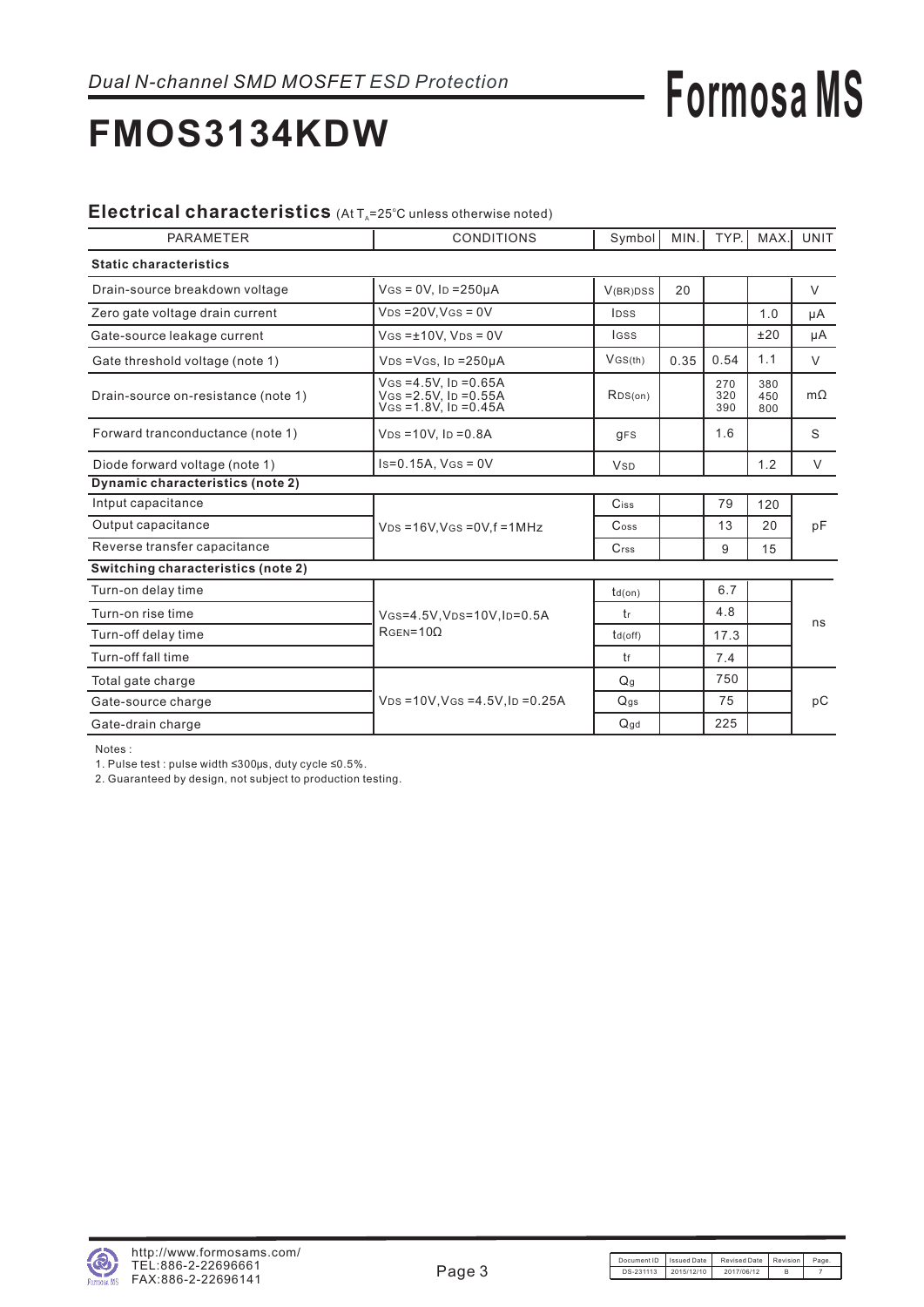*Dual N-channel SMD MOSFET ESD Protection*

**Formosa MS**

# FMOS3134KDW

## Electrical characteristics (At $T_A$=25°C unless otherwise noted)

| PARAMETER | CONDITIONS | Symbol | MIN. | TYP. | MAX. | UNIT |
|---|---|---|---|---|---|---|
| **Static characteristics** | | | | | | |
| Drain-source breakdown voltage | $V_{GS}$ = 0V, $I_D$ =250μA | $V_{(BR)DSS}$ | 20 | | | V |
| Zero gate voltage drain current | $V_{DS}$ =20V,$V_{GS}$ = 0V | $I_{DSS}$ | | | 1.0 | μA |
| Gate-source leakage current | $V_{GS}$ =±10V, $V_{DS}$ = 0V | $I_{GSS}$ | | | ±20 | μA |
| Gate threshold voltage (note 1) | $V_{DS}$ =$V_{GS}$, $I_D$ =250μA | $V_{GS(th)}$ | 0.35 | 0.54 | 1.1 | V |
| Drain-source on-resistance (note 1) | $V_{GS}$ =4.5V, $I_D$ =0.65A<br>$V_{GS}$ =2.5V, $I_D$ =0.55A<br>$V_{GS}$ =1.8V, $I_D$ =0.45A | $R_{DS(on)}$ | | 270<br>320<br>390 | 380<br>450<br>800 | mΩ |
| Forward tranconductance (note 1) | $V_{DS}$ =10V, $I_D$ =0.8A | $g_{FS}$ | | 1.6 | | S |
| Diode forward voltage (note 1) | $I_S$=0.15A, $V_{GS}$ = 0V | $V_{SD}$ | | | 1.2 | V |
| **Dynamic characteristics (note 2)** | | | | | | |
| Intput capacitance | $V_{DS}$ =16V,$V_{GS}$ =0V,f =1MHz | $C_{iss}$ | | 79 | 120 | pF |
| Output capacitance | | $C_{oss}$ | | 13 | 20 | |
| Reverse transfer capacitance | | $C_{rss}$ | | 9 | 15 | |
| **Switching characteristics (note 2)** | | | | | | |
| Turn-on delay time | $V_{GS}$=4.5V,$V_{DS}$=10V,$I_D$=0.5A<br>$R_{GEN}$=10Ω | $t_{d(on)}$ | | 6.7 | | ns |
| Turn-on rise time | | $t_r$ | | 4.8 | | |
| Turn-off delay time | | $t_{d(off)}$ | | 17.3 | | |
| Turn-off fall time | | $t_f$ | | 7.4 | | |
| Total gate charge | $V_{DS}$ =10V,$V_{GS}$ =4.5V,$I_D$ =0.25A | $Q_g$ | | 750 | | pC |
| Gate-source charge | | $Q_{gs}$ | | 75 | | |
| Gate-drain charge | | $Q_{gd}$ | | 225 | | |

Notes :

1. Pulse test : pulse width ≤300μs, duty cycle ≤0.5%.
2. Guaranteed by design, not subject to production testing.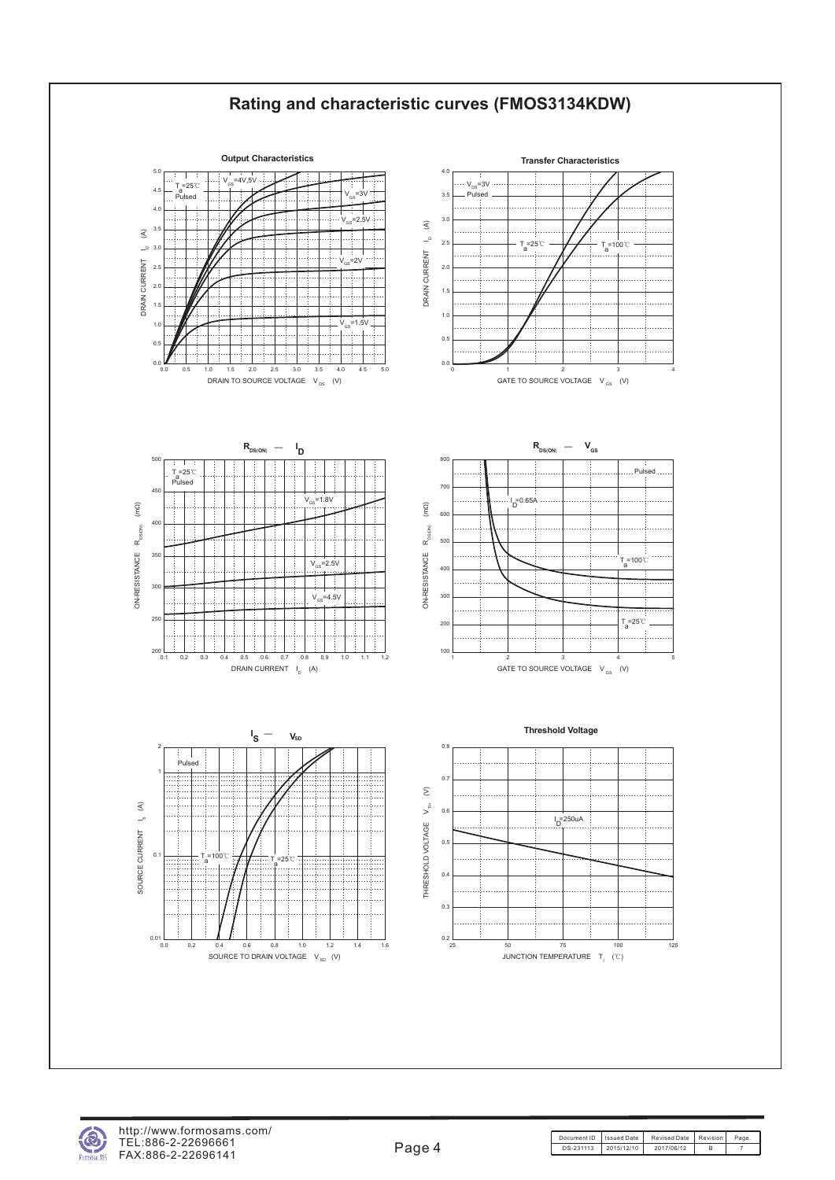# Rating and characteristic curves (FMOS3134KDW)

**Output Characteristics**

$T_a$=25℃
Pulsed

$V_{GS}$=4V,5V
$V_{GS}$=3V
$V_{GS}$=2.5V
$V_{GS}$=2V
$V_{GS}$=1.5V

DRAIN CURRENT $I_D$ (A)

DRAIN TO SOURCE VOLTAGE $V_{DS}$ (V)

**Transfer Characteristics**

$V_{DS}$=3V
Pulsed

$T_a$=25℃
$T_a$=100℃

DRAIN CURRENT $I_D$ (A)

GATE TO SOURCE VOLTAGE $V_{GS}$ (V)

**$R_{DS(ON)}$ — $I_D$**

$T_a$=25℃
Pulsed

$V_{GS}$=1.8V
$V_{GS}$=2.5V
$V_{GS}$=4.5V

ON-RESISTANCE $R_{DS(ON)}$ (mΩ)

DRAIN CURRENT $I_D$ (A)

**$R_{DS(ON)}$ — $V_{GS}$**

Pulsed

$I_D$=0.65A

$T_a$=100℃
$T_a$=25℃

ON-RESISTANCE $R_{DS(ON)}$ (mΩ)

GATE TO SOURCE VOLTAGE $V_{GS}$ (V)

**$I_S$ — $V_{SD}$**

Pulsed

$T_a$=100℃
$T_a$=25℃

SOURCE CURRENT $I_S$ (A)

SOURCE TO DRAIN VOLTAGE $V_{SD}$ (V)

**Threshold Voltage**

$I_D$=250uA

THRESHOLD VOLTAGE $V_{TH}$ (V)

JUNCTION TEMPERATURE $T_j$ (℃)

| Document ID | Issued Date | Revised Date | Revision | Page. |
|---|---|---|---|---|
| DS-231113 | 2015/12/10 | 2017/06/12 | B | 7 |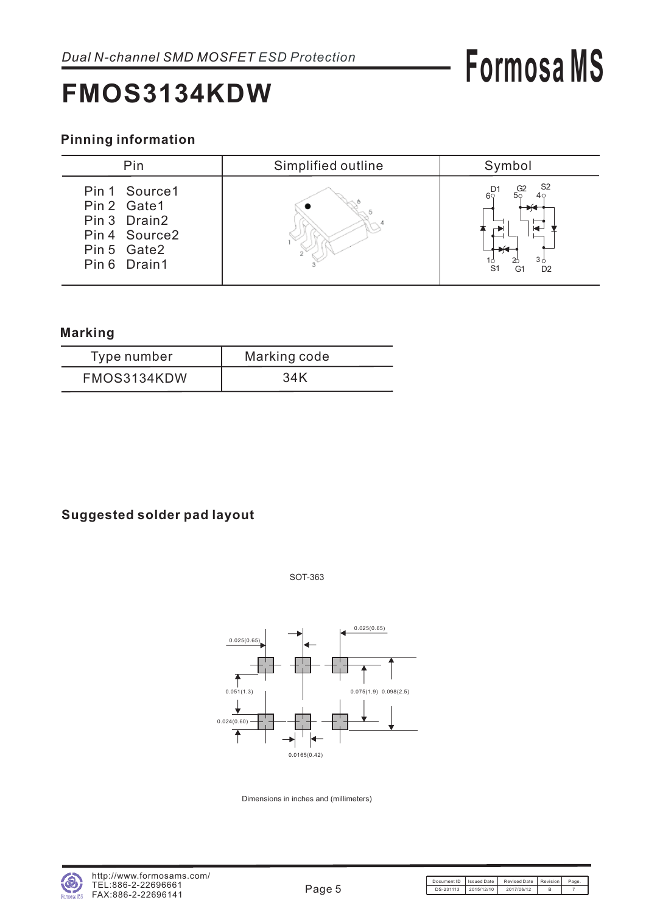# FMOS3134KDW

*Dual N-channel SMD MOSFET ESD Protection*

## Pinning information

| Pin | Simplified outline | Symbol |
|---|---|---|
| Pin 1 Source1<br>Pin 2 Gate1<br>Pin 3 Drain2<br>Pin 4 Source2<br>Pin 5 Gate2<br>Pin 6 Drain1 | | |

## Marking

| Type number | Marking code |
|---|---|
| FMOS3134KDW | 34K |

## Suggested solder pad layout

SOT-363

0.025(0.65)
0.025(0.65)
0.051(1.3)
0.075(1.9)
0.098(2.5)
0.024(0.60)
0.0165(0.42)

Dimensions in inches and (millimeters)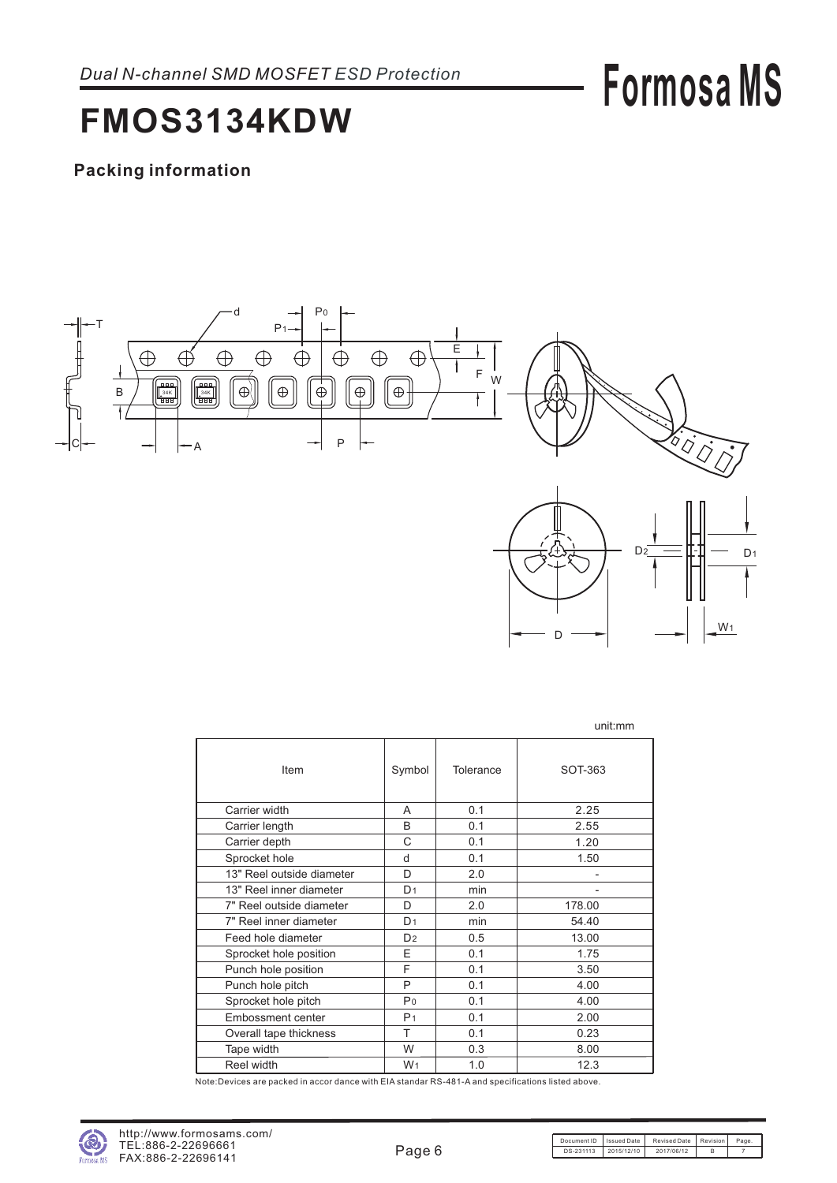# FMOS3134KDW

*Dual N-channel SMD MOSFET ESD Protection*

## Packing information

unit:mm

| Item | Symbol | Tolerance | SOT-363 |
|---|---|---|---|
| Carrier width | A | 0.1 | 2.25 |
| Carrier length | B | 0.1 | 2.55 |
| Carrier depth | C | 0.1 | 1.20 |
| Sprocket hole | d | 0.1 | 1.50 |
| 13" Reel outside diameter | D | 2.0 | - |
| 13" Reel inner diameter | $D_1$ | min | - |
| 7" Reel outside diameter | D | 2.0 | 178.00 |
| 7" Reel inner diameter | $D_1$ | min | 54.40 |
| Feed hole diameter | $D_2$ | 0.5 | 13.00 |
| Sprocket hole position | E | 0.1 | 1.75 |
| Punch hole position | F | 0.1 | 3.50 |
| Punch hole pitch | P | 0.1 | 4.00 |
| Sprocket hole pitch | $P_0$ | 0.1 | 4.00 |
| Embossment center | $P_1$ | 0.1 | 2.00 |
| Overall tape thickness | T | 0.1 | 0.23 |
| Tape width | W | 0.3 | 8.00 |
| Reel width | $W_1$ | 1.0 | 12.3 |

Note:Devices are packed in accor dance with EIA standar RS-481-A and specifications listed above.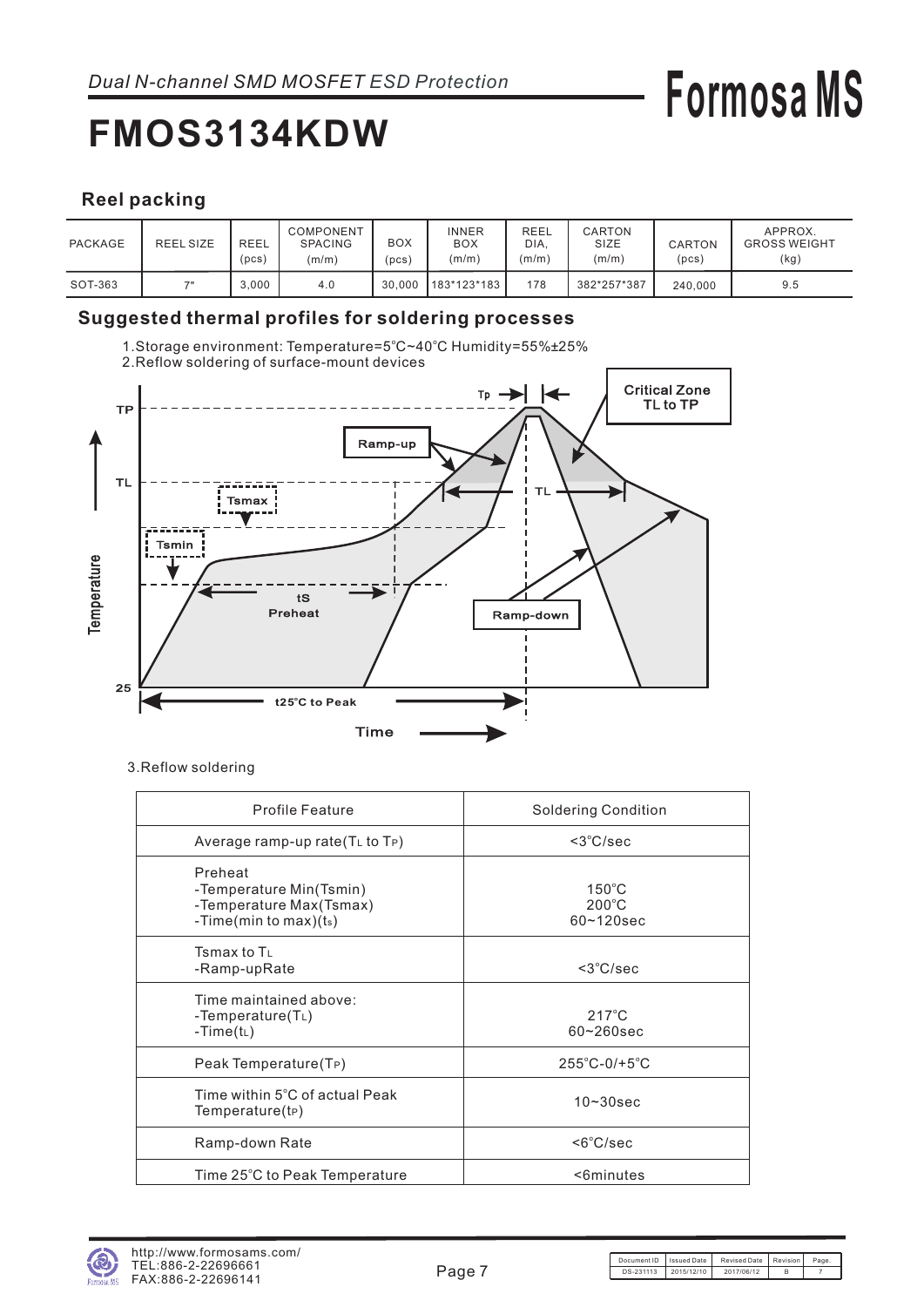# FMOS3134KDW

*Dual N-channel SMD MOSFET ESD Protection*

**Formosa MS**

## Reel packing

| PACKAGE | REEL SIZE | REEL (pcs) | COMPONENT SPACING (m/m) | BOX (pcs) | INNER BOX (m/m) | REEL DIA. (m/m) | CARTON SIZE (m/m) | CARTON (pcs) | APPROX. GROSS WEIGHT (kg) |
|---|---|---|---|---|---|---|---|---|---|
| SOT-363 | 7" | 3,000 | 4.0 | 30,000 | 183*123*183 | 178 | 382*257*387 | 240,000 | 9.5 |

## Suggested thermal profiles for soldering processes

1.Storage environment: Temperature=5°C~40°C Humidity=55%±25%

2.Reflow soldering of surface-mount devices

Tp
Critical Zone
TL to TP
TP
Ramp-up
TL
Tsmax
TL
Tsmin
Temperature
tS
Preheat
Ramp-down
25
t25°C to Peak
Time

3.Reflow soldering

| Profile Feature | Soldering Condition |
|---|---|
| Average ramp-up rate($T_L$ to $T_P$) | <3°C/sec |
| Preheat<br>-Temperature Min(Tsmin)<br>-Temperature Max(Tsmax)<br>-Time(min to max)($t_s$) | <br>150°C<br>200°C<br>60~120sec |
| Tsmax to $T_L$<br>-Ramp-upRate | <3°C/sec |
| Time maintained above:<br>-Temperature($T_L$)<br>-Time($t_L$) | <br>217°C<br>60~260sec |
| Peak Temperature($T_P$) | 255°C-0/+5°C |
| Time within 5°C of actual Peak Temperature($t_P$) | 10~30sec |
| Ramp-down Rate | <6°C/sec |
| Time 25°C to Peak Temperature | <6minutes |

http://www.formosams.com/
TEL:886-2-22696661
FAX:886-2-22696141

| Document ID | Issued Date | Revised Date | Revision | Page. |
|---|---|---|---|---|
| DS-231113 | 2015/12/10 | 2017/06/12 | B | 7 |